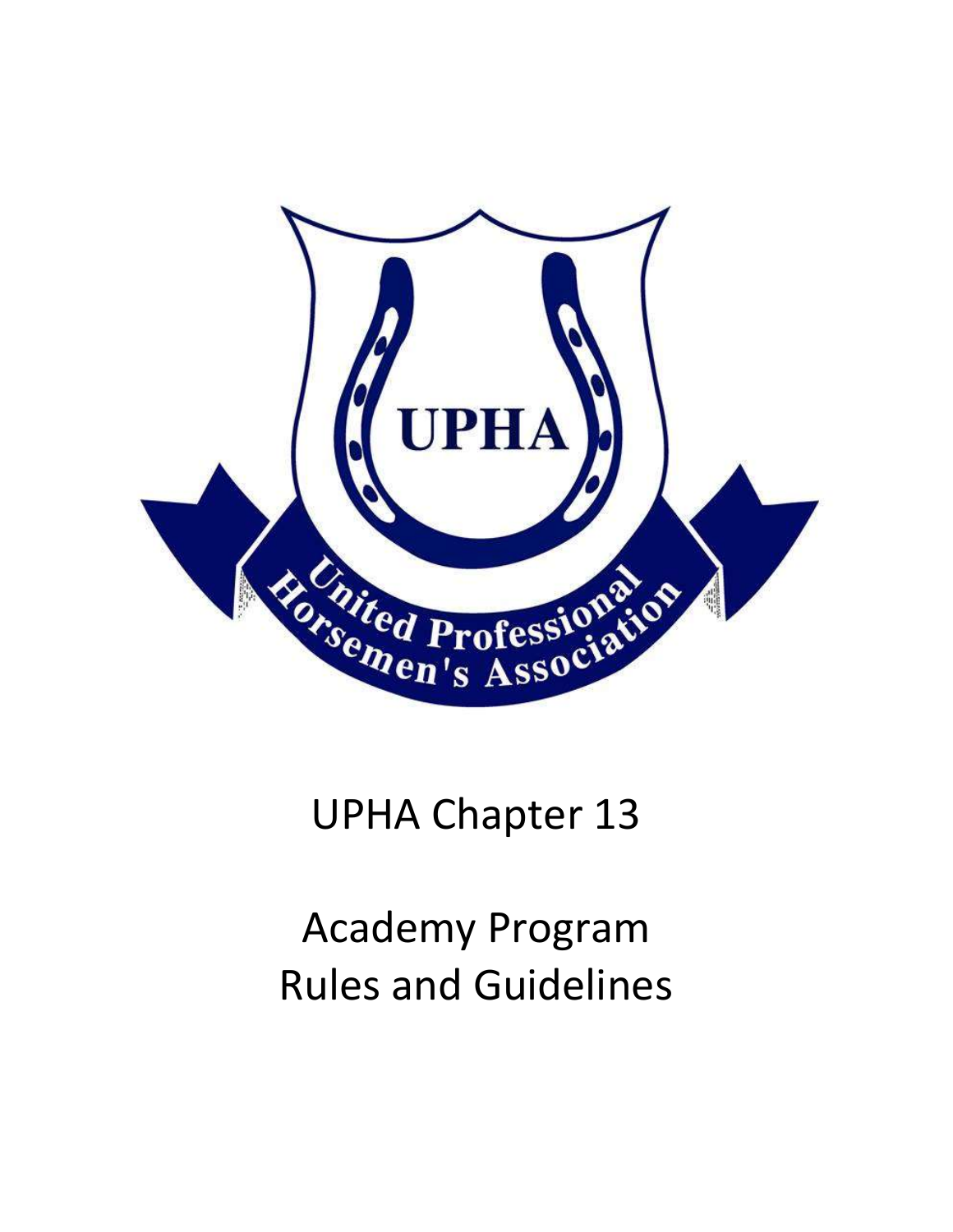# UPHA Chapter 13

# Academy Program Rules and Guidelines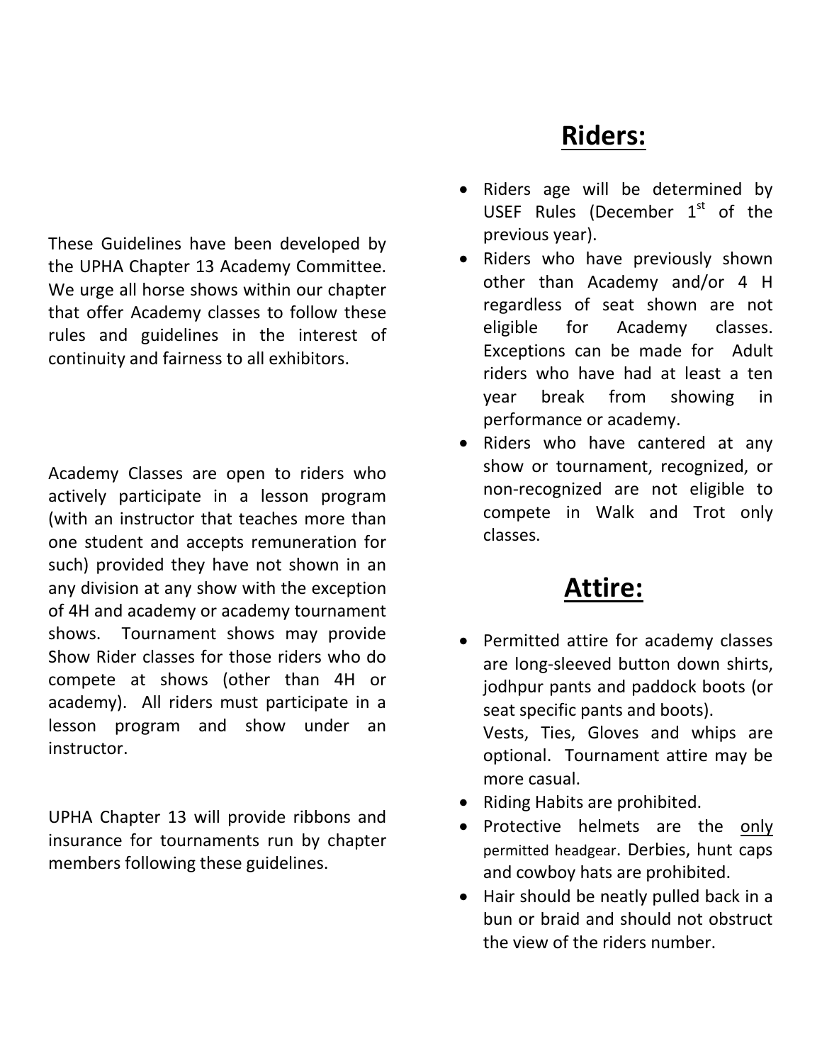These Guidelines have been developed by the UPHA Chapter 13 Academy Committee. We urge all horse shows within our chapter that offer Academy classes to follow these rules and guidelines in the interest of continuity and fairness to all exhibitors.

Academy Classes are open to riders who actively participate in a lesson program (with an instructor that teaches more than one student and accepts remuneration for such) provided they have not shown in an any division at any show with the exception of 4H and academy or academy tournament shows. Tournament shows may provide Show Rider classes for those riders who do compete at shows (other than 4H or academy). All riders must participate in a lesson program and show under an instructor.

UPHA Chapter 13 will provide ribbons and insurance for tournaments run by chapter members following these guidelines.

# Riders:

- Riders age will be determined by USEF Rules (December 1st of the previous year).
- Riders who have previously shown other than Academy and/or 4 H regardless of seat shown are not eligible for Academy classes. Exceptions can be made for Adult riders who have had at least a ten year break from showing in performance or academy.
- Riders who have cantered at any show or tournament, recognized, or non-recognized are not eligible to compete in Walk and Trot only classes.

# Attire:

- Permitted attire for academy classes are long-sleeved button down shirts, jodhpur pants and paddock boots (or seat specific pants and boots).
  Vests, Ties, Gloves and whips are optional. Tournament attire may be more casual.
- Riding Habits are prohibited.
- Protective helmets are the only permitted headgear. Derbies, hunt caps and cowboy hats are prohibited.
- Hair should be neatly pulled back in a bun or braid and should not obstruct the view of the riders number.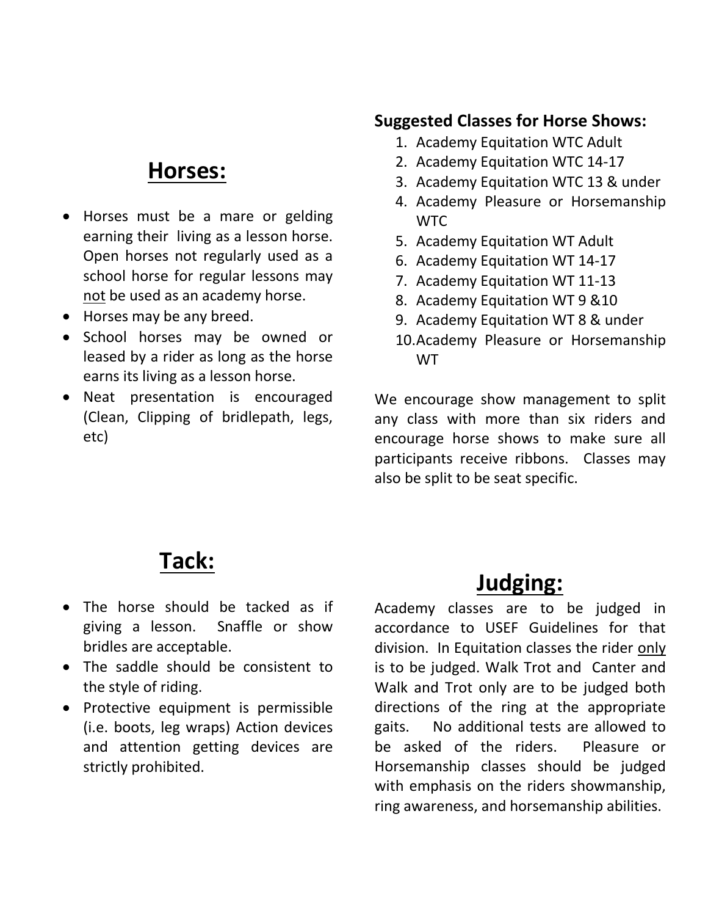## Horses:

- Horses must be a mare or gelding earning their living as a lesson horse. Open horses not regularly used as a school horse for regular lessons may not be used as an academy horse.
- Horses may be any breed.
- School horses may be owned or leased by a rider as long as the horse earns its living as a lesson horse.
- Neat presentation is encouraged (Clean, Clipping of bridlepath, legs, etc)

## Tack:

- The horse should be tacked as if giving a lesson. Snaffle or show bridles are acceptable.
- The saddle should be consistent to the style of riding.
- Protective equipment is permissible (i.e. boots, leg wraps) Action devices and attention getting devices are strictly prohibited.

**Suggested Classes for Horse Shows:**

1. Academy Equitation WTC Adult
2. Academy Equitation WTC 14-17
3. Academy Equitation WTC 13 & under
4. Academy Pleasure or Horsemanship WTC
5. Academy Equitation WT Adult
6. Academy Equitation WT 14-17
7. Academy Equitation WT 11-13
8. Academy Equitation WT 9 &10
9. Academy Equitation WT 8 & under
10. Academy Pleasure or Horsemanship WT

We encourage show management to split any class with more than six riders and encourage horse shows to make sure all participants receive ribbons. Classes may also be split to be seat specific.

## Judging:

Academy classes are to be judged in accordance to USEF Guidelines for that division. In Equitation classes the rider only is to be judged. Walk Trot and Canter and Walk and Trot only are to be judged both directions of the ring at the appropriate gaits. No additional tests are allowed to be asked of the riders. Pleasure or Horsemanship classes should be judged with emphasis on the riders showmanship, ring awareness, and horsemanship abilities.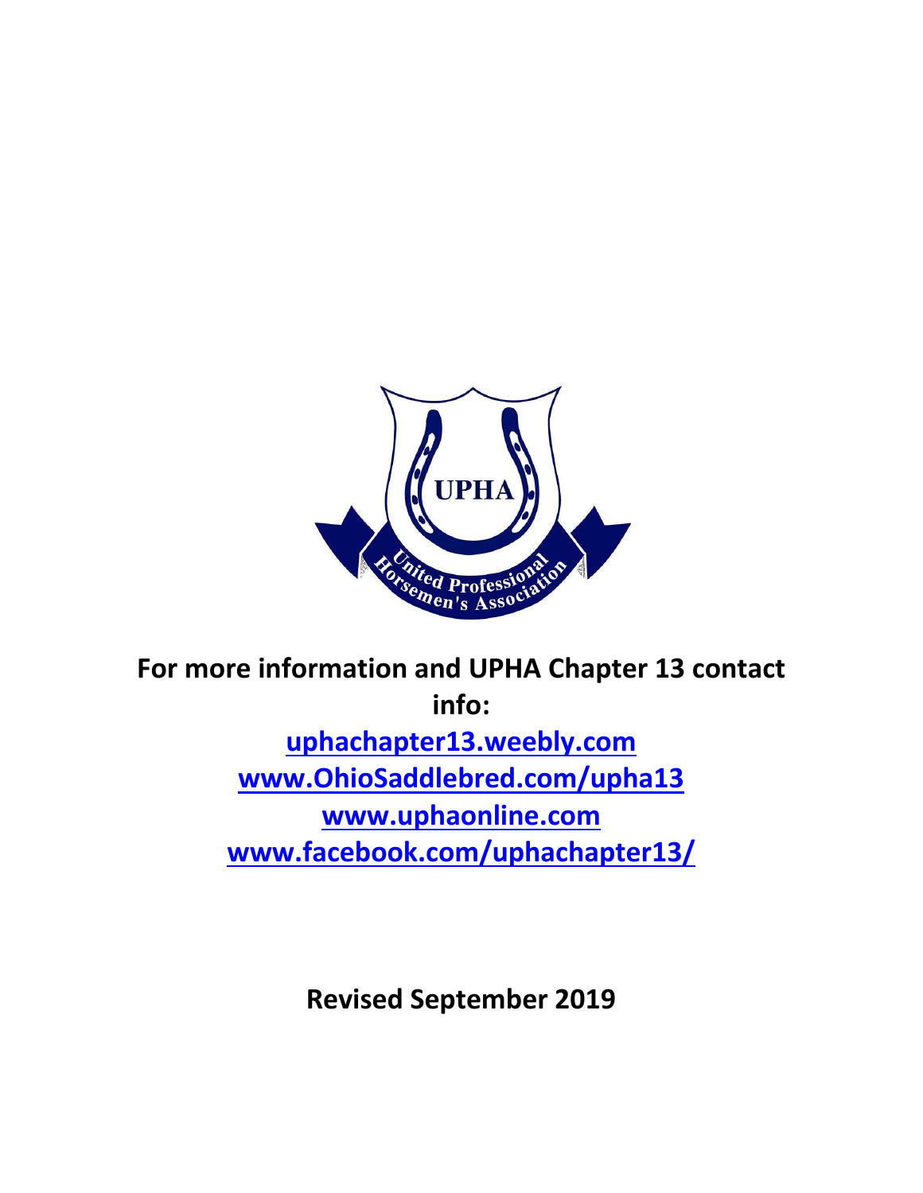**For more information and UPHA Chapter 13 contact info:**

**uphachapter13.weebly.com**

**www.OhioSaddlebred.com/upha13**

**www.uphaonline.com**

**www.facebook.com/uphachapter13/**

**Revised September 2019**